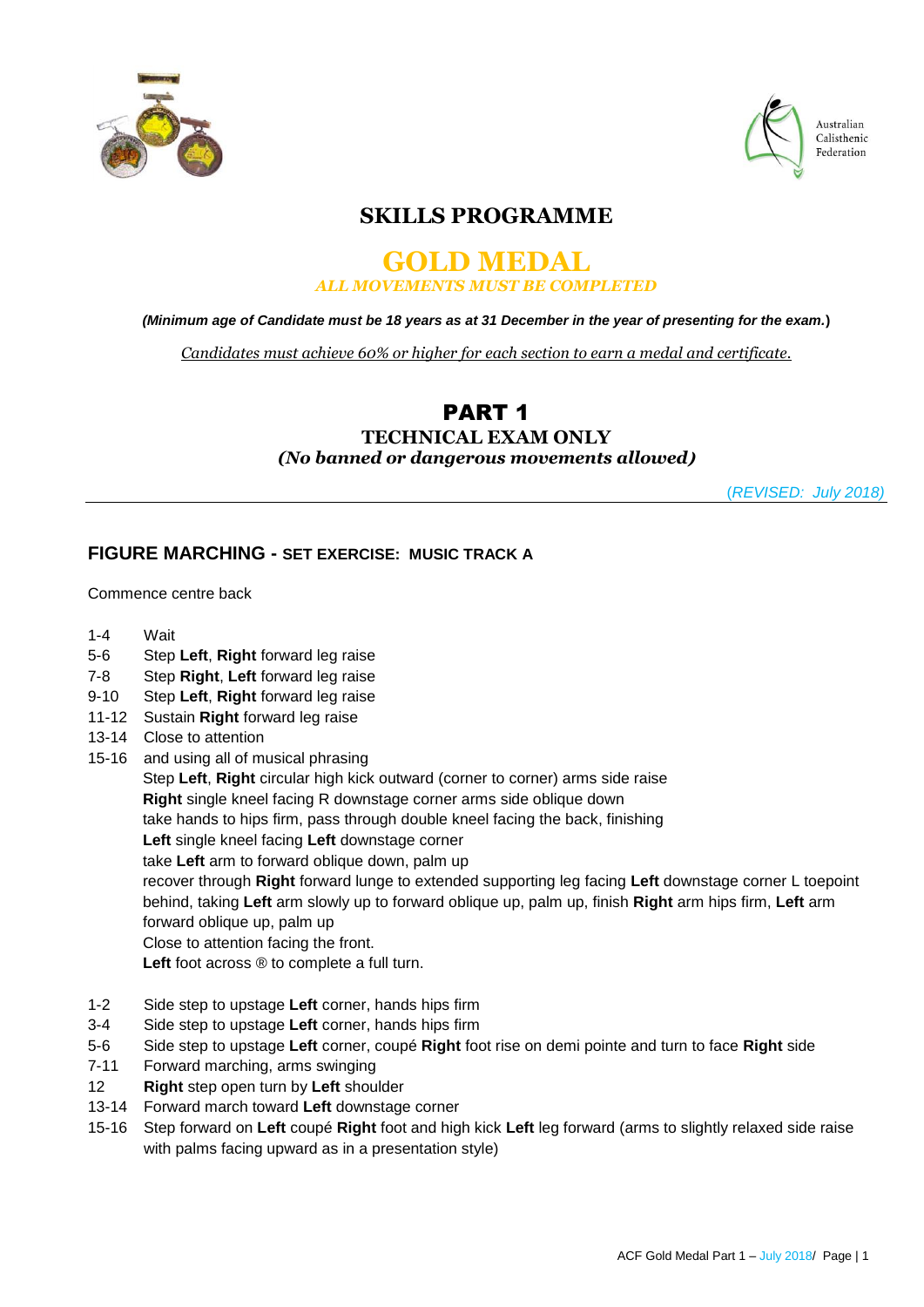Australian Calisthenic Federation

# SKILLS PROGRAMME

## GOLD MEDAL

*ALL MOVEMENTS MUST BE COMPLETED*

***(Minimum age of Candidate must be 18 years as at 31 December in the year of presenting for the exam.)***

<u>*Candidates must achieve 60% or higher for each section to earn a medal and certificate.*</u>

## PART 1

### TECHNICAL EXAM ONLY

***(No banned or dangerous movements allowed)***

*(REVISED: July 2018)*

---

### FIGURE MARCHING - SET EXERCISE: MUSIC TRACK A

Commence centre back

1-4 Wait
5-6 Step **Left**, **Right** forward leg raise
7-8 Step **Right**, **Left** forward leg raise
9-10 Step **Left**, **Right** forward leg raise
11-12 Sustain **Right** forward leg raise
13-14 Close to attention
15-16 and using all of musical phrasing
Step **Left**, **Right** circular high kick outward (corner to corner) arms side raise
**Right** single kneel facing R downstage corner arms side oblique down
take hands to hips firm, pass through double kneel facing the back, finishing
**Left** single kneel facing **Left** downstage corner
take **Left** arm to forward oblique down, palm up
recover through **Right** forward lunge to extended supporting leg facing **Left** downstage corner L toepoint behind, taking **Left** arm slowly up to forward oblique up, palm up, finish **Right** arm hips firm, **Left** arm forward oblique up, palm up
Close to attention facing the front.
**Left** foot across ® to complete a full turn.

1-2 Side step to upstage **Left** corner, hands hips firm
3-4 Side step to upstage **Left** corner, hands hips firm
5-6 Side step to upstage **Left** corner, coupé **Right** foot rise on demi pointe and turn to face **Right** side
7-11 Forward marching, arms swinging
12 **Right** step open turn by **Left** shoulder
13-14 Forward march toward **Left** downstage corner
15-16 Step forward on **Left** coupé **Right** foot and high kick **Left** leg forward (arms to slightly relaxed side raise with palms facing upward as in a presentation style)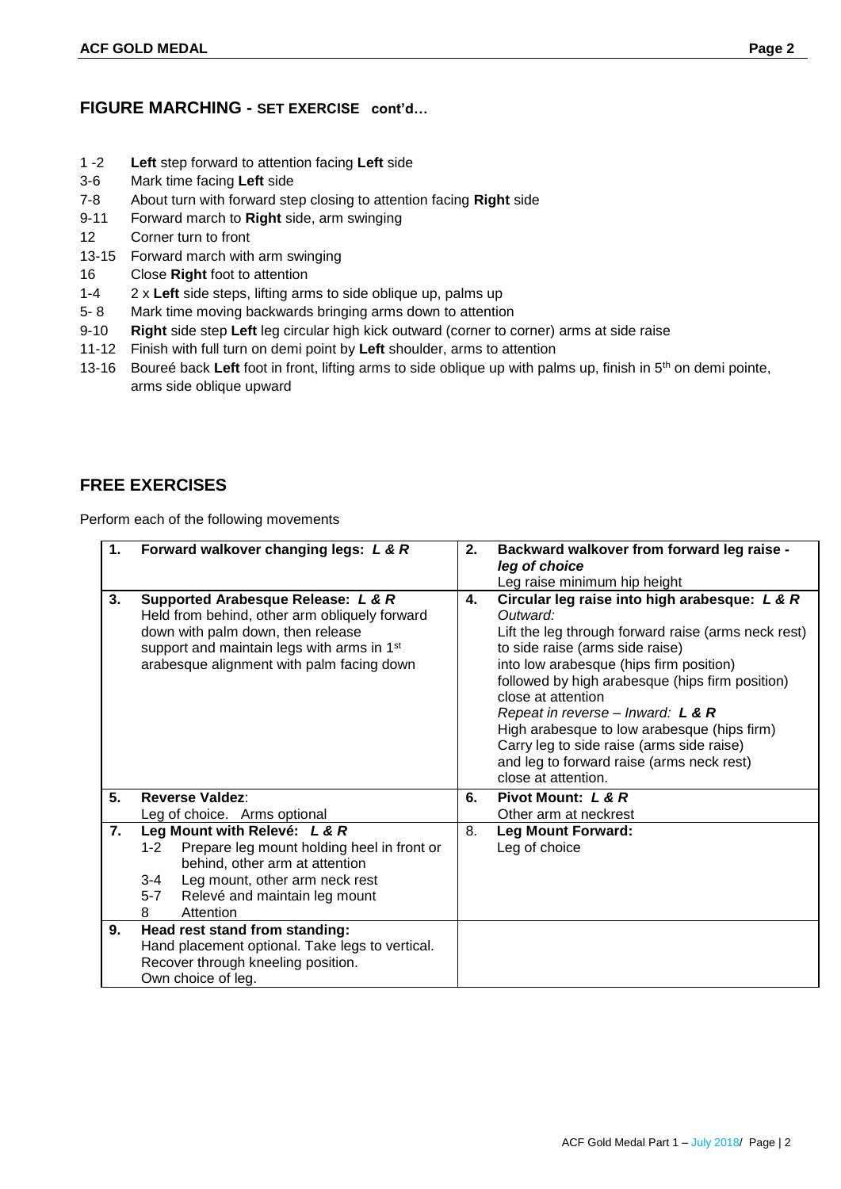## FIGURE MARCHING - SET EXERCISE cont'd…

| | |
|---|---|
| 1 -2 | **Left** step forward to attention facing **Left** side |
| 3-6 | Mark time facing **Left** side |
| 7-8 | About turn with forward step closing to attention facing **Right** side |
| 9-11 | Forward march to **Right** side, arm swinging |
| 12 | Corner turn to front |
| 13-15 | Forward march with arm swinging |
| 16 | Close **Right** foot to attention |
| 1-4 | 2 x **Left** side steps, lifting arms to side oblique up, palms up |
| 5- 8 | Mark time moving backwards bringing arms down to attention |
| 9-10 | **Right** side step **Left** leg circular high kick outward (corner to corner) arms at side raise |
| 11-12 | Finish with full turn on demi point by **Left** shoulder, arms to attention |
| 13-16 | Boureé back **Left** foot in front, lifting arms to side oblique up with palms up, finish in 5th on demi pointe, arms side oblique upward |

## FREE EXERCISES

Perform each of the following movements

| | | | |
|---|---|---|---|
| **1.** | **Forward walkover changing legs:** ***L & R*** | **2.** | **Backward walkover from forward leg raise -** ***leg of choice***<br>Leg raise minimum hip height |
| **3.** | **Supported Arabesque Release:** ***L & R***<br>Held from behind, other arm obliquely forward down with palm down, then release support and maintain legs with arms in 1st arabesque alignment with palm facing down | **4.** | **Circular leg raise into high arabesque:** ***L & R***<br>*Outward:*<br>Lift the leg through forward raise (arms neck rest) to side raise (arms side raise)<br>into low arabesque (hips firm position)<br>followed by high arabesque (hips firm position)<br>close at attention<br>*Repeat in reverse – Inward:* ***L & R***<br>High arabesque to low arabesque (hips firm)<br>Carry leg to side raise (arms side raise)<br>and leg to forward raise (arms neck rest)<br>close at attention. |
| **5.** | **Reverse Valdez**:<br>Leg of choice. Arms optional | **6.** | **Pivot Mount:** ***L & R***<br>Other arm at neckrest |
| **7.** | **Leg Mount with Relevé:** ***L & R***<br>1-2 Prepare leg mount holding heel in front or behind, other arm at attention<br>3-4 Leg mount, other arm neck rest<br>5-7 Relevé and maintain leg mount<br>8 Attention | 8. | **Leg Mount Forward:**<br>Leg of choice |
| **9.** | **Head rest stand from standing:**<br>Hand placement optional. Take legs to vertical.<br>Recover through kneeling position.<br>Own choice of leg. | | |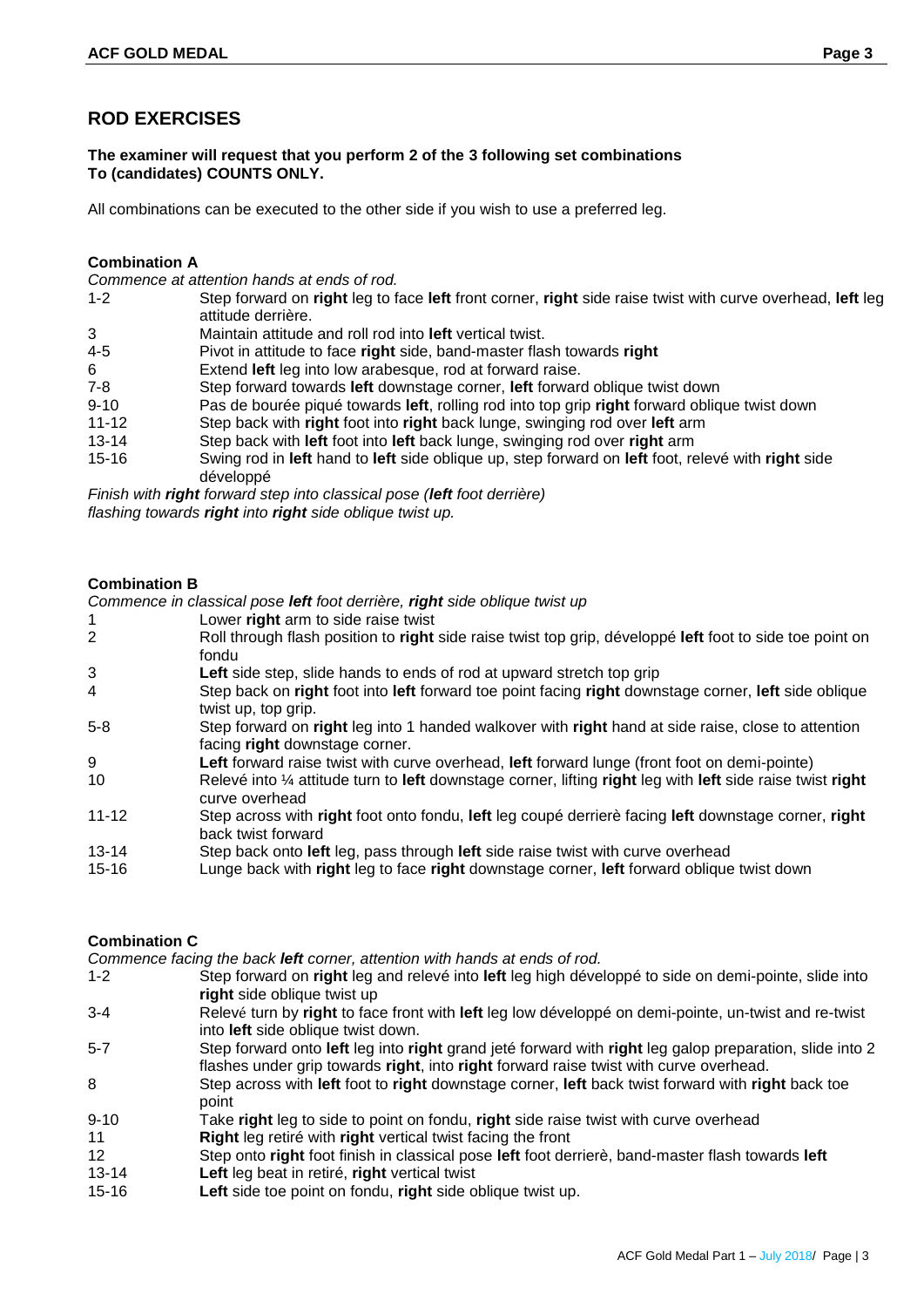## ROD EXERCISES

**The examiner will request that you perform 2 of the 3 following set combinations**
**To (candidates) COUNTS ONLY.**

All combinations can be executed to the other side if you wish to use a preferred leg.

### Combination A

*Commence at attention hands at ends of rod.*

| | |
|---|---|
| 1-2 | Step forward on **right** leg to face **left** front corner, **right** side raise twist with curve overhead, **left** leg attitude derrière. |
| 3 | Maintain attitude and roll rod into **left** vertical twist. |
| 4-5 | Pivot in attitude to face **right** side, band-master flash towards **right** |
| 6 | Extend **left** leg into low arabesque, rod at forward raise. |
| 7-8 | Step forward towards **left** downstage corner, **left** forward oblique twist down |
| 9-10 | Pas de bourée piqué towards **left**, rolling rod into top grip **right** forward oblique twist down |
| 11-12 | Step back with **right** foot into **right** back lunge, swinging rod over **left** arm |
| 13-14 | Step back with **left** foot into **left** back lunge, swinging rod over **right** arm |
| 15-16 | Swing rod in **left** hand to **left** side oblique up, step forward on **left** foot, relevé with **right** side développé |

*Finish with **right** forward step into classical pose (**left** foot derrière)*
*flashing towards **right** into **right** side oblique twist up.*

### Combination B

*Commence in classical pose **left** foot derrière, **right** side oblique twist up*

| | |
|---|---|
| 1 | Lower **right** arm to side raise twist |
| 2 | Roll through flash position to **right** side raise twist top grip, développé **left** foot to side toe point on fondu |
| 3 | **Left** side step, slide hands to ends of rod at upward stretch top grip |
| 4 | Step back on **right** foot into **left** forward toe point facing **right** downstage corner, **left** side oblique twist up, top grip. |
| 5-8 | Step forward on **right** leg into 1 handed walkover with **right** hand at side raise, close to attention facing **right** downstage corner. |
| 9 | **Left** forward raise twist with curve overhead, **left** forward lunge (front foot on demi-pointe) |
| 10 | Relevé into ¼ attitude turn to **left** downstage corner, lifting **right** leg with **left** side raise twist **right** curve overhead |
| 11-12 | Step across with **right** foot onto fondu, **left** leg coupé derrierè facing **left** downstage corner, **right** back twist forward |
| 13-14 | Step back onto **left** leg, pass through **left** side raise twist with curve overhead |
| 15-16 | Lunge back with **right** leg to face **right** downstage corner, **left** forward oblique twist down |

### Combination C

*Commence facing the back **left** corner, attention with hands at ends of rod.*

| | |
|---|---|
| 1-2 | Step forward on **right** leg and relevé into **left** leg high développé to side on demi-pointe, slide into **right** side oblique twist up |
| 3-4 | Relevé turn by **right** to face front with **left** leg low développé on demi-pointe, un-twist and re-twist into **left** side oblique twist down. |
| 5-7 | Step forward onto **left** leg into **right** grand jeté forward with **right** leg galop preparation, slide into 2 flashes under grip towards **right**, into **right** forward raise twist with curve overhead. |
| 8 | Step across with **left** foot to **right** downstage corner, **left** back twist forward with **right** back toe point |
| 9-10 | Take **right** leg to side to point on fondu, **right** side raise twist with curve overhead |
| 11 | **Right** leg retiré with **right** vertical twist facing the front |
| 12 | Step onto **right** foot finish in classical pose **left** foot derrierè, band-master flash towards **left** |
| 13-14 | **Left** leg beat in retiré, **right** vertical twist |
| 15-16 | **Left** side toe point on fondu, **right** side oblique twist up. |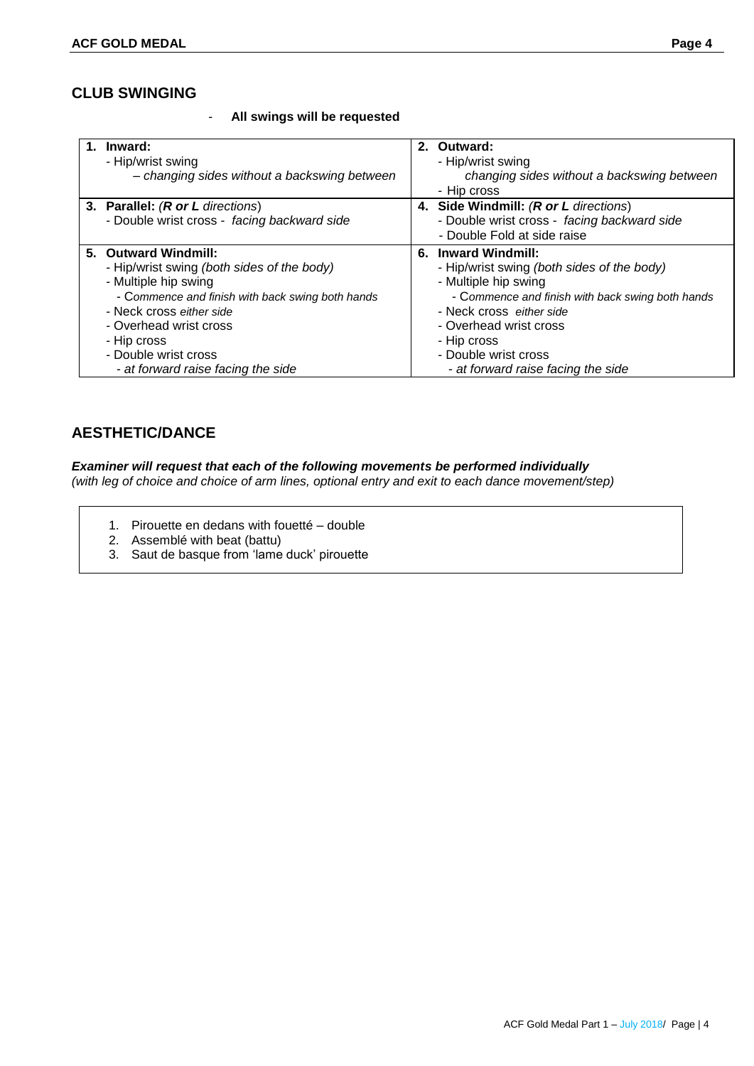## CLUB SWINGING

- **All swings will be requested**

| **1. Inward:**<br>- Hip/wrist swing<br>*– changing sides without a backswing between* | **2. Outward:**<br>- Hip/wrist swing<br>*changing sides without a backswing between*<br>- Hip cross |
|---|---|
| **3. Parallel:** (***R or L*** *directions*)<br>- Double wrist cross - *facing backward side* | **4. Side Windmill:** (***R or L*** *directions*)<br>- Double wrist cross - *facing backward side*<br>- Double Fold at side raise |
| **5. Outward Windmill:**<br>- Hip/wrist swing *(both sides of the body)*<br>- Multiple hip swing<br>- Commence and finish with back swing both hands<br>- Neck cross *either side*<br>- Overhead wrist cross<br>- Hip cross<br>- Double wrist cross<br>*- at forward raise facing the side* | **6. Inward Windmill:**<br>- Hip/wrist swing *(both sides of the body)*<br>- Multiple hip swing<br>- Commence and finish with back swing both hands<br>- Neck cross *either side*<br>- Overhead wrist cross<br>- Hip cross<br>- Double wrist cross<br>*- at forward raise facing the side* |

## AESTHETIC/DANCE

***Examiner will request that each of the following movements be performed individually***
*(with leg of choice and choice of arm lines, optional entry and exit to each dance movement/step)*

1. Pirouette en dedans with fouetté – double
2. Assemblé with beat (battu)
3. Saut de basque from 'lame duck' pirouette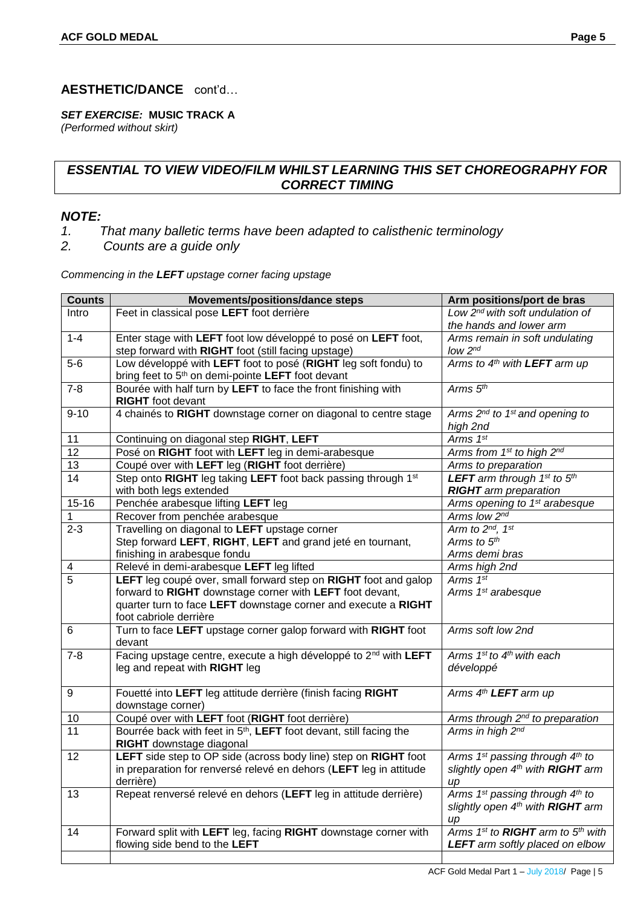## AESTHETIC/DANCE cont'd…

***SET EXERCISE:* MUSIC TRACK A**
*(Performed without skirt)*

***ESSENTIAL TO VIEW VIDEO/FILM WHILST LEARNING THIS SET CHOREOGRAPHY FOR CORRECT TIMING***

***NOTE:***

*1. That many balletic terms have been adapted to calisthenic terminology*
*2. Counts are a guide only*

*Commencing in the **LEFT** upstage corner facing upstage*

| Counts | Movements/positions/dance steps | Arm positions/port de bras |
|---|---|---|
| Intro | Feet in classical pose **LEFT** foot derrière | *Low 2nd with soft undulation of the hands and lower arm* |
| 1-4 | Enter stage with **LEFT** foot low développé to posé on **LEFT** foot, step forward with **RIGHT** foot (still facing upstage) | *Arms remain in soft undulating low 2nd* |
| 5-6 | Low développé with **LEFT** foot to posé (**RIGHT** leg soft fondu) to bring feet to 5th on demi-pointe **LEFT** foot devant | *Arms to 4th with **LEFT** arm up* |
| 7-8 | Bourée with half turn by **LEFT** to face the front finishing with **RIGHT** foot devant | *Arms 5th* |
| 9-10 | 4 chainés to **RIGHT** downstage corner on diagonal to centre stage | *Arms 2nd to 1st and opening to high 2nd* |
| 11 | Continuing on diagonal step **RIGHT**, **LEFT** | *Arms 1st* |
| 12 | Posé on **RIGHT** foot with **LEFT** leg in demi-arabesque | *Arms from 1st to high 2nd* |
| 13 | Coupé over with **LEFT** leg (**RIGHT** foot derrière) | *Arms to preparation* |
| 14 | Step onto **RIGHT** leg taking **LEFT** foot back passing through 1st with both legs extended | ***LEFT** arm through 1st to 5th **RIGHT** arm preparation* |
| 15-16 | Penchée arabesque lifting **LEFT** leg | *Arms opening to 1st arabesque* |
| 1 | Recover from penchée arabesque | *Arms low 2nd* |
| 2-3 | Travelling on diagonal to **LEFT** upstage corner<br>Step forward **LEFT**, **RIGHT**, **LEFT** and grand jeté en tournant, finishing in arabesque fondu | *Arm to 2nd, 1st*<br>*Arms to 5th*<br>*Arms demi bras* |
| 4 | Relevé in demi-arabesque **LEFT** leg lifted | *Arms high 2nd* |
| 5 | **LEFT** leg coupé over, small forward step on **RIGHT** foot and galop forward to **RIGHT** downstage corner with **LEFT** foot devant, quarter turn to face **LEFT** downstage corner and execute a **RIGHT** foot cabriole derrière | *Arms 1st*<br>*Arms 1st arabesque* |
| 6 | Turn to face **LEFT** upstage corner galop forward with **RIGHT** foot devant | *Arms soft low 2nd* |
| 7-8 | Facing upstage centre, execute a high développé to 2nd with **LEFT** leg and repeat with **RIGHT** leg | *Arms 1st to 4th with each développé* |
| 9 | Fouetté into **LEFT** leg attitude derrière (finish facing **RIGHT** downstage corner) | *Arms 4th **LEFT** arm up* |
| 10 | Coupé over with **LEFT** foot (**RIGHT** foot derrière) | *Arms through 2nd to preparation* |
| 11 | Bourrée back with feet in 5th, **LEFT** foot devant, still facing the **RIGHT** downstage diagonal | *Arms in high 2nd* |
| 12 | **LEFT** side step to OP side (across body line) step on **RIGHT** foot in preparation for renversé relevé en dehors (**LEFT** leg in attitude derrière) | *Arms 1st passing through 4th to slightly open 4th with **RIGHT** arm up* |
| 13 | Repeat renversé relevé en dehors (**LEFT** leg in attitude derrière) | *Arms 1st passing through 4th to slightly open 4th with **RIGHT** arm up* |
| 14 | Forward split with **LEFT** leg, facing **RIGHT** downstage corner with flowing side bend to the **LEFT** | *Arms 1st to **RIGHT** arm to 5th with **LEFT** arm softly placed on elbow* |
| | | |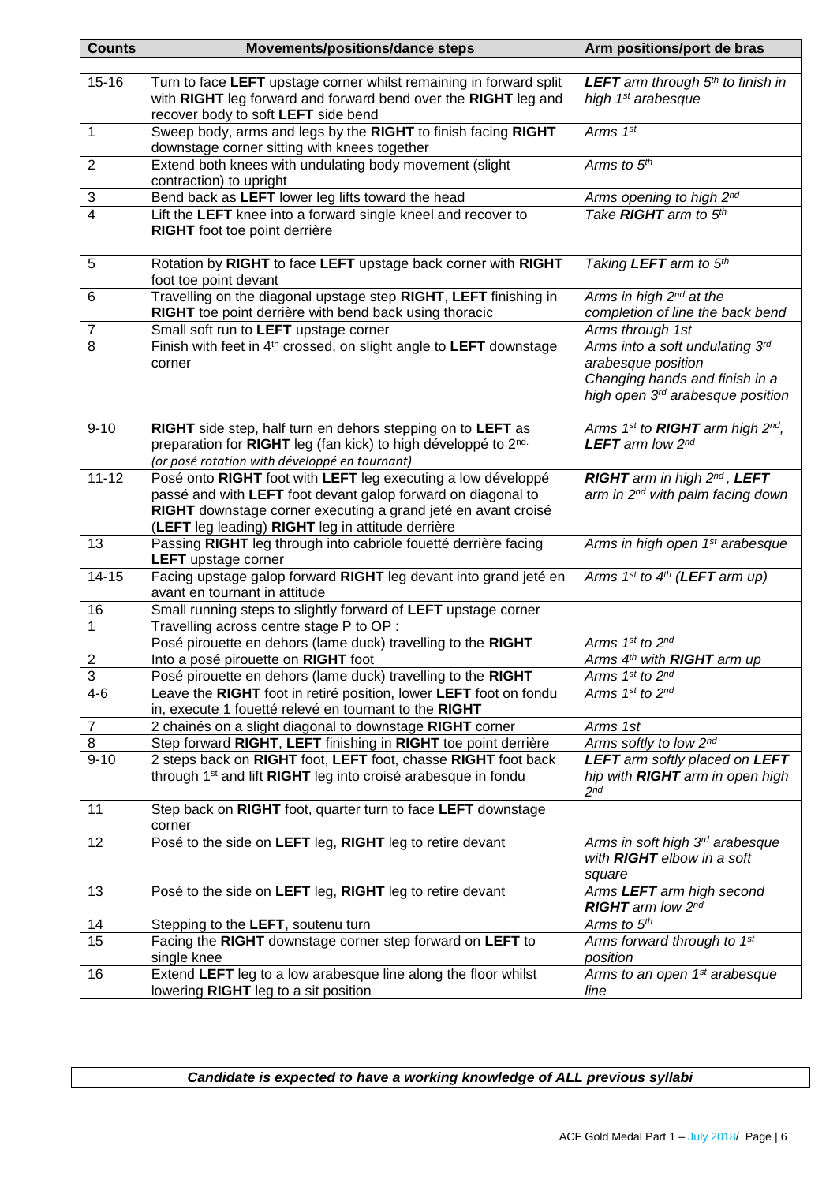| **Counts** | **Movements/positions/dance steps** | **Arm positions/port de bras** |
|---|---|---|
| | | |
| 15-16 | Turn to face **LEFT** upstage corner whilst remaining in forward split with **RIGHT** leg forward and forward bend over the **RIGHT** leg and recover body to soft **LEFT** side bend | ***LEFT*** *arm through 5th to finish in high 1st arabesque* |
| 1 | Sweep body, arms and legs by the **RIGHT** to finish facing **RIGHT** downstage corner sitting with knees together | *Arms 1st* |
| 2 | Extend both knees with undulating body movement (slight contraction) to upright | *Arms to 5th* |
| 3 | Bend back as **LEFT** lower leg lifts toward the head | *Arms opening to high 2nd* |
| 4 | Lift the **LEFT** knee into a forward single kneel and recover to **RIGHT** foot toe point derrière | *Take* ***RIGHT*** *arm to 5th* |
| 5 | Rotation by **RIGHT** to face **LEFT** upstage back corner with **RIGHT** foot toe point devant | *Taking* ***LEFT*** *arm to 5th* |
| 6 | Travelling on the diagonal upstage step **RIGHT**, **LEFT** finishing in **RIGHT** toe point derrière with bend back using thoracic | *Arms in high 2nd at the completion of line the back bend* |
| 7 | Small soft run to **LEFT** upstage corner | *Arms through 1st* |
| 8 | Finish with feet in 4th crossed, on slight angle to **LEFT** downstage corner | *Arms into a soft undulating 3rd arabesque position Changing hands and finish in a high open 3rd arabesque position* |
| 9-10 | **RIGHT** side step, half turn en dehors stepping on to **LEFT** as preparation for **RIGHT** leg (fan kick) to high développé to 2nd. *(or posé rotation with développé en tournant)* | *Arms 1st to* ***RIGHT*** *arm high 2nd,* ***LEFT*** *arm low 2nd* |
| 11-12 | Posé onto **RIGHT** foot with **LEFT** leg executing a low développé passé and with **LEFT** foot devant galop forward on diagonal to **RIGHT** downstage corner executing a grand jeté en avant croisé (**LEFT** leg leading) **RIGHT** leg in attitude derrière | ***RIGHT*** *arm in high 2nd ,* ***LEFT*** *arm in 2nd with palm facing down* |
| 13 | Passing **RIGHT** leg through into cabriole fouetté derrière facing **LEFT** upstage corner | *Arms in high open 1st arabesque* |
| 14-15 | Facing upstage galop forward **RIGHT** leg devant into grand jeté en avant en tournant in attitude | *Arms 1st to 4th (****LEFT*** *arm up)* |
| 16 | Small running steps to slightly forward of **LEFT** upstage corner | |
| 1 | Travelling across centre stage P to OP : Posé pirouette en dehors (lame duck) travelling to the **RIGHT** | *Arms 1st to 2nd* |
| 2 | Into a posé pirouette on **RIGHT** foot | *Arms 4th with* ***RIGHT*** *arm up* |
| 3 | Posé pirouette en dehors (lame duck) travelling to the **RIGHT** | *Arms 1st to 2nd* |
| 4-6 | Leave the **RIGHT** foot in retiré position, lower **LEFT** foot on fondu in, execute 1 fouetté relevé en tournant to the **RIGHT** | *Arms 1st to 2nd* |
| 7 | 2 chainés on a slight diagonal to downstage **RIGHT** corner | *Arms 1st* |
| 8 | Step forward **RIGHT**, **LEFT** finishing in **RIGHT** toe point derrière | *Arms softly to low 2nd* |
| 9-10 | 2 steps back on **RIGHT** foot, **LEFT** foot, chasse **RIGHT** foot back through 1st and lift **RIGHT** leg into croisé arabesque in fondu | ***LEFT*** *arm softly placed on* ***LEFT*** *hip with* ***RIGHT*** *arm in open high 2nd* |
| 11 | Step back on **RIGHT** foot, quarter turn to face **LEFT** downstage corner | |
| 12 | Posé to the side on **LEFT** leg, **RIGHT** leg to retire devant | *Arms in soft high 3rd arabesque with* ***RIGHT*** *elbow in a soft square* |
| 13 | Posé to the side on **LEFT** leg, **RIGHT** leg to retire devant | *Arms* ***LEFT*** *arm high second* ***RIGHT*** *arm low 2nd* |
| 14 | Stepping to the **LEFT**, soutenu turn | *Arms to 5th* |
| 15 | Facing the **RIGHT** downstage corner step forward on **LEFT** to single knee | *Arms forward through to 1st position* |
| 16 | Extend **LEFT** leg to a low arabesque line along the floor whilst lowering **RIGHT** leg to a sit position | *Arms to an open 1st arabesque line* |

***Candidate is expected to have a working knowledge of ALL previous syllabi***